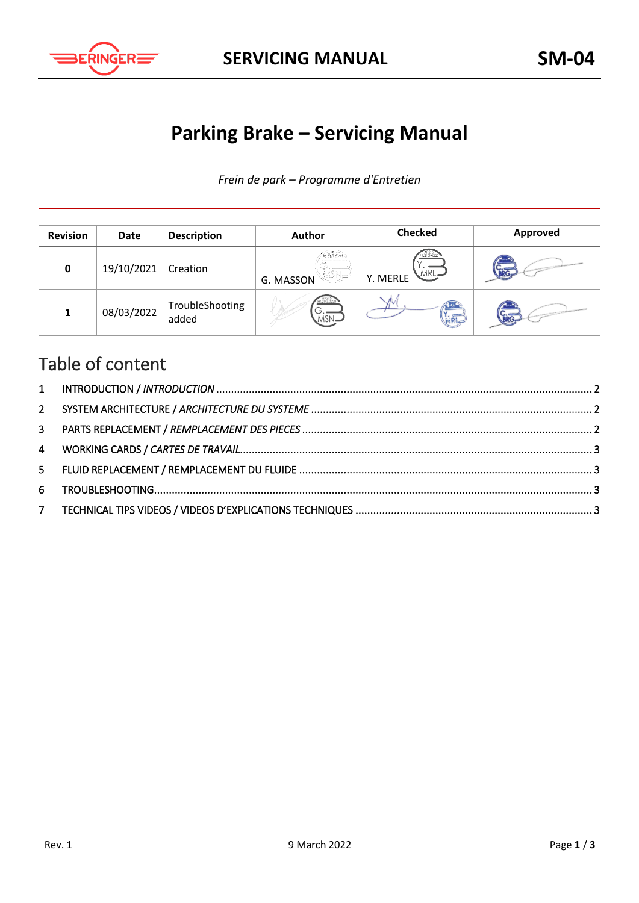# Parking Brake – Servicing Manual

*Frein de park – Programme d'Entretien*

| Revision | Date | Description | Author | Checked | Approved |
|---|---|---|---|---|---|
| 0 | 19/10/2021 | Creation | G. MASSON | Y. MERLE | |
| 1 | 08/03/2022 | TroubleShooting added | | | |

## Table of content

1 INTRODUCTION / *INTRODUCTION* ..... 2

2 SYSTEM ARCHITECTURE / *ARCHITECTURE DU SYSTEME* ..... 2

3 PARTS REPLACEMENT / *REMPLACEMENT DES PIECES* ..... 2

4 WORKING CARDS / *CARTES DE TRAVAIL* ..... 3

5 FLUID REPLACEMENT / REMPLACEMENT DU FLUIDE ..... 3

6 TROUBLESHOOTING ..... 3

7 TECHNICAL TIPS VIDEOS / VIDEOS D'EXPLICATIONS TECHNIQUES ..... 3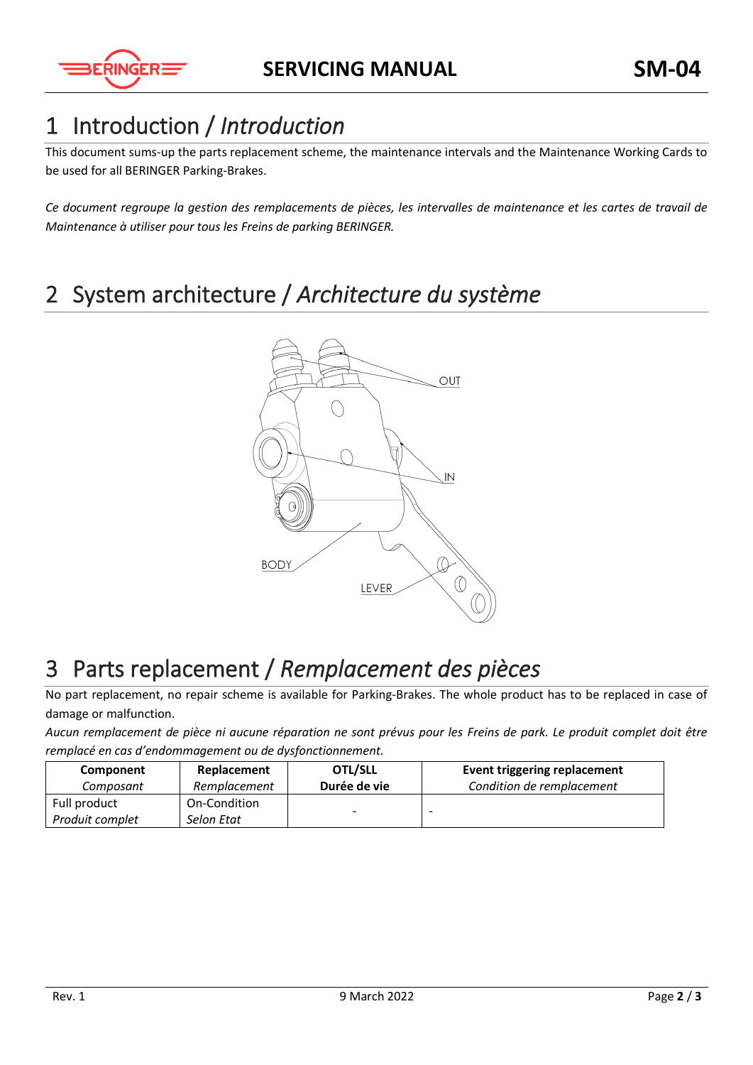# 1 Introduction / *Introduction*

This document sums-up the parts replacement scheme, the maintenance intervals and the Maintenance Working Cards to be used for all BERINGER Parking-Brakes.

*Ce document regroupe la gestion des remplacements de pièces, les intervalles de maintenance et les cartes de travail de Maintenance à utiliser pour tous les Freins de parking BERINGER.*

# 2 System architecture / *Architecture du système*

OUT

IN

BODY

LEVER

# 3 Parts replacement / *Remplacement des pièces*

No part replacement, no repair scheme is available for Parking-Brakes. The whole product has to be replaced in case of damage or malfunction.

*Aucun remplacement de pièce ni aucune réparation ne sont prévus pour les Freins de park. Le produit complet doit être remplacé en cas d'endommagement ou de dysfonctionnement.*

| **Component** *Composant* | **Replacement** *Remplacement* | **OTL/SLL** **Durée de vie** | **Event triggering replacement** *Condition de remplacement* |
|---|---|---|---|
| Full product *Produit complet* | On-Condition *Selon Etat* | - | - |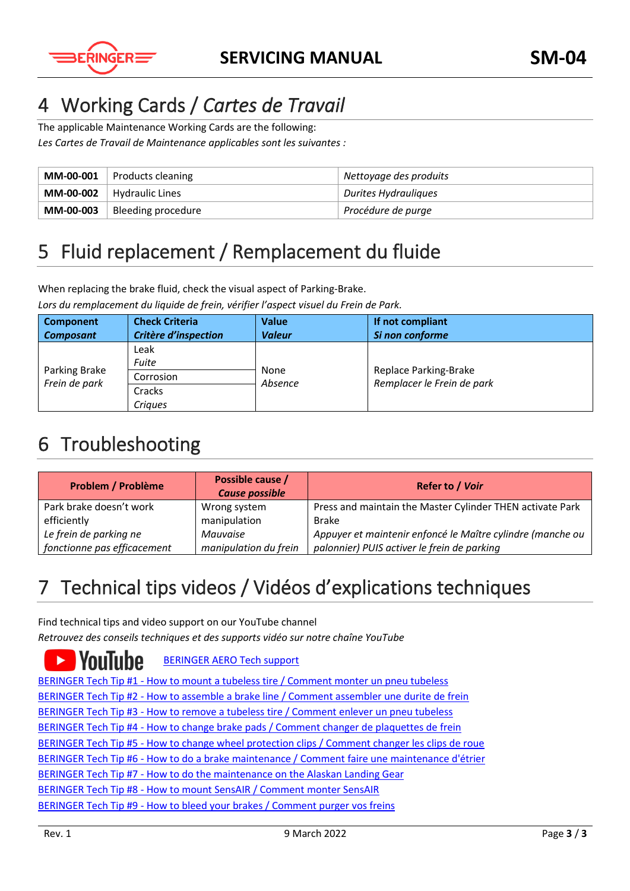# 4 Working Cards / *Cartes de Travail*

The applicable Maintenance Working Cards are the following:

*Les Cartes de Travail de Maintenance applicables sont les suivantes :*

| | | |
|---|---|---|
| **MM-00-001** | Products cleaning | *Nettoyage des produits* |
| **MM-00-002** | Hydraulic Lines | *Durites Hydrauliques* |
| **MM-00-003** | Bleeding procedure | *Procédure de purge* |

# 5 Fluid replacement / Remplacement du fluide

When replacing the brake fluid, check the visual aspect of Parking-Brake.

*Lors du remplacement du liquide de frein, vérifier l'aspect visuel du Frein de Park.*

| **Component** *Composant* | **Check Criteria** *Critère d'inspection* | **Value** *Valeur* | **If not compliant** *Si non conforme* |
|---|---|---|---|
| Parking Brake *Frein de park* | Leak *Fuite* | None *Absence* | Replace Parking-Brake *Remplacer le Frein de park* |
| | Corrosion | | |
| | Cracks *Criques* | | |

# 6 Troubleshooting

| **Problem / Problème** | **Possible cause /** ***Cause possible*** | **Refer to /** ***Voir*** |
|---|---|---|
| Park brake doesn't work efficiently *Le frein de parking ne fonctionne pas efficacement* | Wrong system manipulation *Mauvaise manipulation du frein* | Press and maintain the Master Cylinder THEN activate Park Brake *Appuyer et maintenir enfoncé le Maître cylindre (manche ou palonnier) PUIS activer le frein de parking* |

# 7 Technical tips videos / Vidéos d'explications techniques

Find technical tips and video support on our YouTube channel

*Retrouvez des conseils techniques et des supports vidéo sur notre chaîne YouTube*

YouTube [BERINGER AERO Tech support]

[BERINGER Tech Tip #1 - How to mount a tubeless tire / Comment monter un pneu tubeless]

[BERINGER Tech Tip #2 - How to assemble a brake line / Comment assembler une durite de frein]

[BERINGER Tech Tip #3 - How to remove a tubeless tire / Comment enlever un pneu tubeless]

[BERINGER Tech Tip #4 - How to change brake pads / Comment changer de plaquettes de frein]

[BERINGER Tech Tip #5 - How to change wheel protection clips / Comment changer les clips de roue]

[BERINGER Tech Tip #6 - How to do a brake maintenance / Comment faire une maintenance d'étrier]

[BERINGER Tech Tip #7 - How to do the maintenance on the Alaskan Landing Gear]

[BERINGER Tech Tip #8 - How to mount SensAIR / Comment monter SensAIR]

[BERINGER Tech Tip #9 - How to bleed your brakes / Comment purger vos freins]

Rev. 1 — 9 March 2022